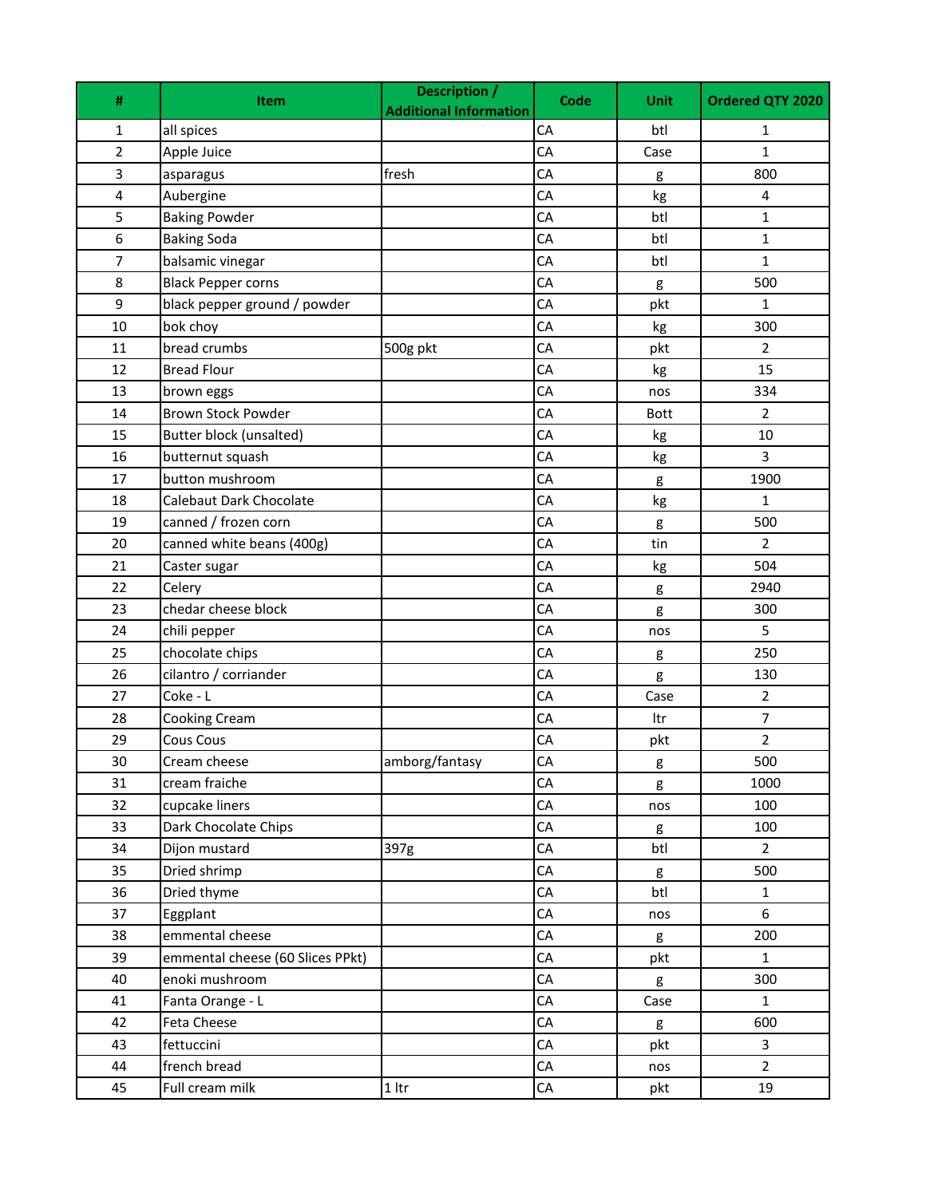| # | Item | Description / Additional Information | Code | Unit | Ordered QTY 2020 |
|---|---|---|---|---|---|
| 1 | all spices | | CA | btl | 1 |
| 2 | Apple Juice | | CA | Case | 1 |
| 3 | asparagus | fresh | CA | g | 800 |
| 4 | Aubergine | | CA | kg | 4 |
| 5 | Baking Powder | | CA | btl | 1 |
| 6 | Baking Soda | | CA | btl | 1 |
| 7 | balsamic vinegar | | CA | btl | 1 |
| 8 | Black Pepper corns | | CA | g | 500 |
| 9 | black pepper ground / powder | | CA | pkt | 1 |
| 10 | bok choy | | CA | kg | 300 |
| 11 | bread crumbs | 500g pkt | CA | pkt | 2 |
| 12 | Bread Flour | | CA | kg | 15 |
| 13 | brown eggs | | CA | nos | 334 |
| 14 | Brown Stock Powder | | CA | Bott | 2 |
| 15 | Butter block (unsalted) | | CA | kg | 10 |
| 16 | butternut squash | | CA | kg | 3 |
| 17 | button mushroom | | CA | g | 1900 |
| 18 | Calebaut Dark Chocolate | | CA | kg | 1 |
| 19 | canned / frozen corn | | CA | g | 500 |
| 20 | canned white beans (400g) | | CA | tin | 2 |
| 21 | Caster sugar | | CA | kg | 504 |
| 22 | Celery | | CA | g | 2940 |
| 23 | chedar cheese block | | CA | g | 300 |
| 24 | chili pepper | | CA | nos | 5 |
| 25 | chocolate chips | | CA | g | 250 |
| 26 | cilantro / corriander | | CA | g | 130 |
| 27 | Coke - L | | CA | Case | 2 |
| 28 | Cooking Cream | | CA | ltr | 7 |
| 29 | Cous Cous | | CA | pkt | 2 |
| 30 | Cream cheese | amborg/fantasy | CA | g | 500 |
| 31 | cream fraiche | | CA | g | 1000 |
| 32 | cupcake liners | | CA | nos | 100 |
| 33 | Dark Chocolate Chips | | CA | g | 100 |
| 34 | Dijon mustard | 397g | CA | btl | 2 |
| 35 | Dried shrimp | | CA | g | 500 |
| 36 | Dried thyme | | CA | btl | 1 |
| 37 | Eggplant | | CA | nos | 6 |
| 38 | emmental cheese | | CA | g | 200 |
| 39 | emmental cheese (60 Slices PPkt) | | CA | pkt | 1 |
| 40 | enoki mushroom | | CA | g | 300 |
| 41 | Fanta Orange - L | | CA | Case | 1 |
| 42 | Feta Cheese | | CA | g | 600 |
| 43 | fettuccini | | CA | pkt | 3 |
| 44 | french bread | | CA | nos | 2 |
| 45 | Full cream milk | 1 ltr | CA | pkt | 19 |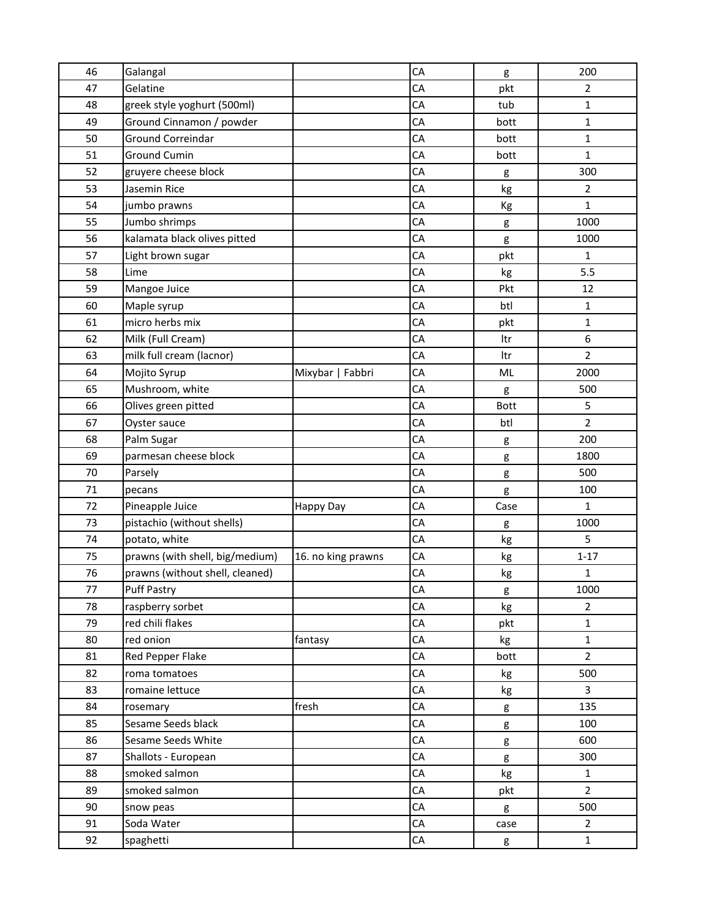| | | | | | |
|---|---|---|---|---|---|
| 46 | Galangal | | CA | g | 200 |
| 47 | Gelatine | | CA | pkt | 2 |
| 48 | greek style yoghurt (500ml) | | CA | tub | 1 |
| 49 | Ground Cinnamon / powder | | CA | bott | 1 |
| 50 | Ground Correindar | | CA | bott | 1 |
| 51 | Ground Cumin | | CA | bott | 1 |
| 52 | gruyere cheese block | | CA | g | 300 |
| 53 | Jasemin Rice | | CA | kg | 2 |
| 54 | jumbo prawns | | CA | Kg | 1 |
| 55 | Jumbo shrimps | | CA | g | 1000 |
| 56 | kalamata black olives pitted | | CA | g | 1000 |
| 57 | Light brown sugar | | CA | pkt | 1 |
| 58 | Lime | | CA | kg | 5.5 |
| 59 | Mangoe Juice | | CA | Pkt | 12 |
| 60 | Maple syrup | | CA | btl | 1 |
| 61 | micro herbs mix | | CA | pkt | 1 |
| 62 | Milk (Full Cream) | | CA | ltr | 6 |
| 63 | milk full cream (lacnor) | | CA | ltr | 2 |
| 64 | Mojito Syrup | Mixybar \| Fabbri | CA | ML | 2000 |
| 65 | Mushroom, white | | CA | g | 500 |
| 66 | Olives green pitted | | CA | Bott | 5 |
| 67 | Oyster sauce | | CA | btl | 2 |
| 68 | Palm Sugar | | CA | g | 200 |
| 69 | parmesan cheese block | | CA | g | 1800 |
| 70 | Parsely | | CA | g | 500 |
| 71 | pecans | | CA | g | 100 |
| 72 | Pineapple Juice | Happy Day | CA | Case | 1 |
| 73 | pistachio (without shells) | | CA | g | 1000 |
| 74 | potato, white | | CA | kg | 5 |
| 75 | prawns (with shell, big/medium) | 16. no king prawns | CA | kg | 1-17 |
| 76 | prawns (without shell, cleaned) | | CA | kg | 1 |
| 77 | Puff Pastry | | CA | g | 1000 |
| 78 | raspberry sorbet | | CA | kg | 2 |
| 79 | red chili flakes | | CA | pkt | 1 |
| 80 | red onion | fantasy | CA | kg | 1 |
| 81 | Red Pepper Flake | | CA | bott | 2 |
| 82 | roma tomatoes | | CA | kg | 500 |
| 83 | romaine lettuce | | CA | kg | 3 |
| 84 | rosemary | fresh | CA | g | 135 |
| 85 | Sesame Seeds black | | CA | g | 100 |
| 86 | Sesame Seeds White | | CA | g | 600 |
| 87 | Shallots - European | | CA | g | 300 |
| 88 | smoked salmon | | CA | kg | 1 |
| 89 | smoked salmon | | CA | pkt | 2 |
| 90 | snow peas | | CA | g | 500 |
| 91 | Soda Water | | CA | case | 2 |
| 92 | spaghetti | | CA | g | 1 |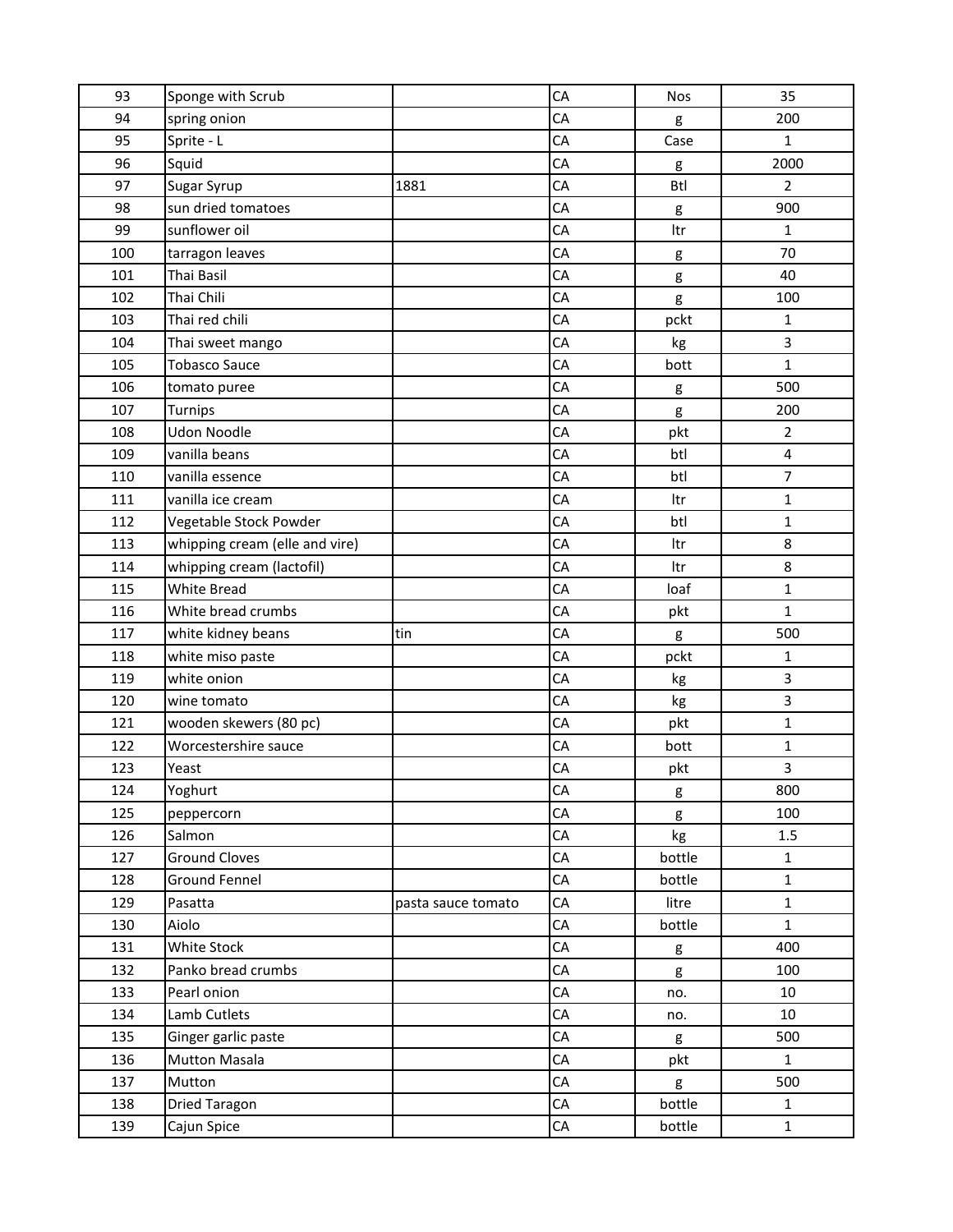| 93 | Sponge with Scrub | | CA | Nos | 35 |
|---|---|---|---|---|---|
| 94 | spring onion | | CA | g | 200 |
| 95 | Sprite - L | | CA | Case | 1 |
| 96 | Squid | | CA | g | 2000 |
| 97 | Sugar Syrup | 1881 | CA | Btl | 2 |
| 98 | sun dried tomatoes | | CA | g | 900 |
| 99 | sunflower oil | | CA | ltr | 1 |
| 100 | tarragon leaves | | CA | g | 70 |
| 101 | Thai Basil | | CA | g | 40 |
| 102 | Thai Chili | | CA | g | 100 |
| 103 | Thai red chili | | CA | pckt | 1 |
| 104 | Thai sweet mango | | CA | kg | 3 |
| 105 | Tobasco Sauce | | CA | bott | 1 |
| 106 | tomato puree | | CA | g | 500 |
| 107 | Turnips | | CA | g | 200 |
| 108 | Udon Noodle | | CA | pkt | 2 |
| 109 | vanilla beans | | CA | btl | 4 |
| 110 | vanilla essence | | CA | btl | 7 |
| 111 | vanilla ice cream | | CA | ltr | 1 |
| 112 | Vegetable Stock Powder | | CA | btl | 1 |
| 113 | whipping cream (elle and vire) | | CA | ltr | 8 |
| 114 | whipping cream (lactofil) | | CA | ltr | 8 |
| 115 | White Bread | | CA | loaf | 1 |
| 116 | White bread crumbs | | CA | pkt | 1 |
| 117 | white kidney beans | tin | CA | g | 500 |
| 118 | white miso paste | | CA | pckt | 1 |
| 119 | white onion | | CA | kg | 3 |
| 120 | wine tomato | | CA | kg | 3 |
| 121 | wooden skewers (80 pc) | | CA | pkt | 1 |
| 122 | Worcestershire sauce | | CA | bott | 1 |
| 123 | Yeast | | CA | pkt | 3 |
| 124 | Yoghurt | | CA | g | 800 |
| 125 | peppercorn | | CA | g | 100 |
| 126 | Salmon | | CA | kg | 1.5 |
| 127 | Ground Cloves | | CA | bottle | 1 |
| 128 | Ground Fennel | | CA | bottle | 1 |
| 129 | Pasatta | pasta sauce tomato | CA | litre | 1 |
| 130 | Aiolo | | CA | bottle | 1 |
| 131 | White Stock | | CA | g | 400 |
| 132 | Panko bread crumbs | | CA | g | 100 |
| 133 | Pearl onion | | CA | no. | 10 |
| 134 | Lamb Cutlets | | CA | no. | 10 |
| 135 | Ginger garlic paste | | CA | g | 500 |
| 136 | Mutton Masala | | CA | pkt | 1 |
| 137 | Mutton | | CA | g | 500 |
| 138 | Dried Taragon | | CA | bottle | 1 |
| 139 | Cajun Spice | | CA | bottle | 1 |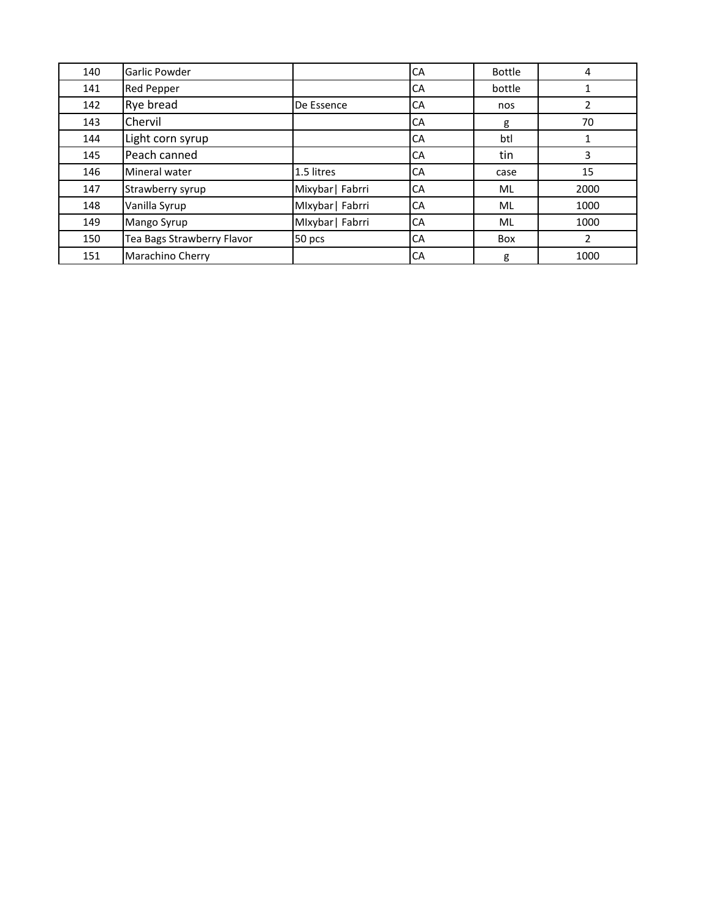| | | | | | |
|---|---|---|---|---|---|
| 140 | Garlic Powder | | CA | Bottle | 4 |
| 141 | Red Pepper | | CA | bottle | 1 |
| 142 | Rye bread | De Essence | CA | nos | 2 |
| 143 | Chervil | | CA | g | 70 |
| 144 | Light corn syrup | | CA | btl | 1 |
| 145 | Peach canned | | CA | tin | 3 |
| 146 | Mineral water | 1.5 litres | CA | case | 15 |
| 147 | Strawberry syrup | Mixybar\| Fabrri | CA | ML | 2000 |
| 148 | Vanilla Syrup | MIxybar\| Fabrri | CA | ML | 1000 |
| 149 | Mango Syrup | MIxybar\| Fabrri | CA | ML | 1000 |
| 150 | Tea Bags Strawberry Flavor | 50 pcs | CA | Box | 2 |
| 151 | Marachino Cherry | | CA | g | 1000 |